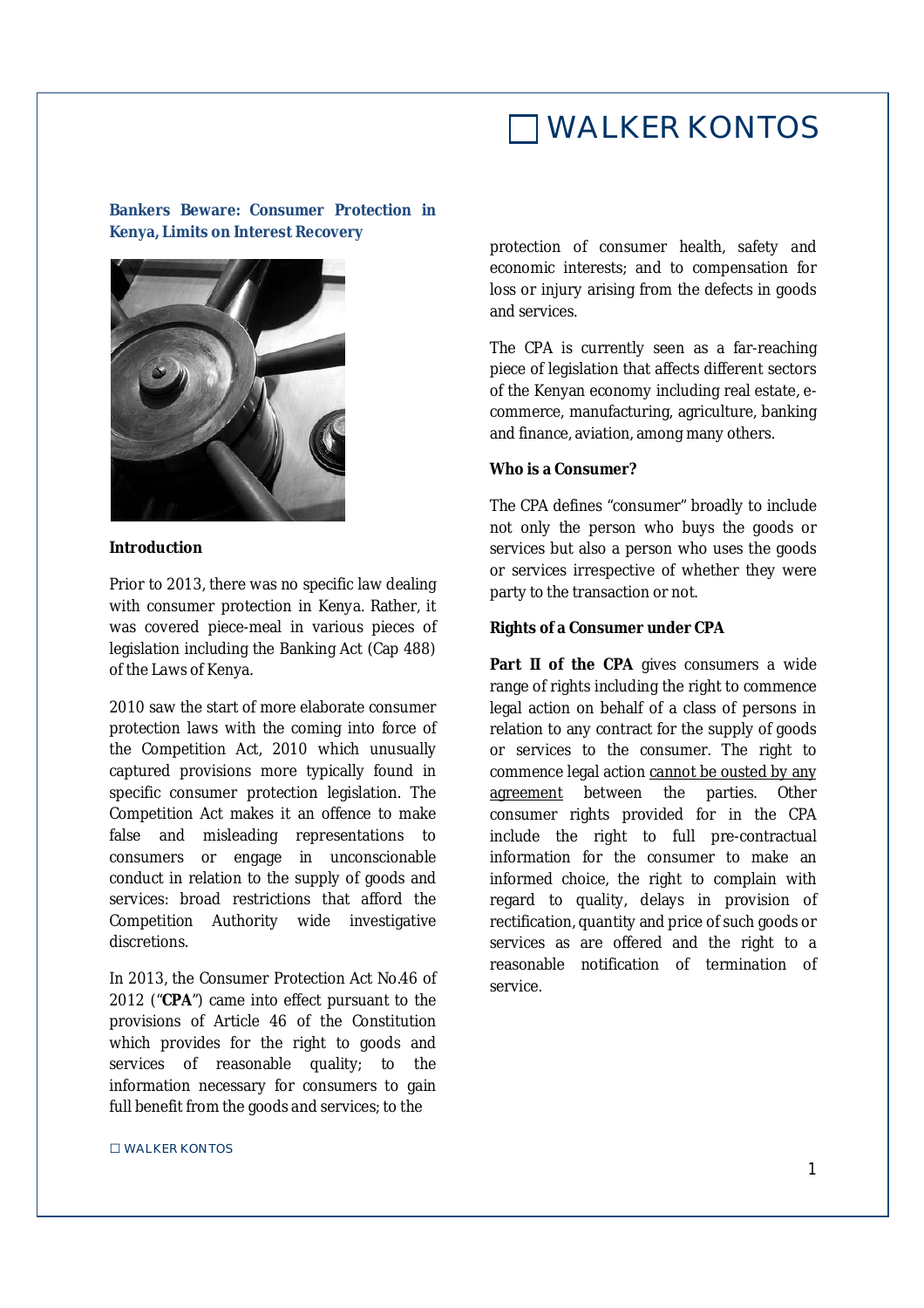## Bankers Beware: Consumer Protection in Kenya, Limits on Interest Recovery

**Introduction**

Prior to 2013, there was no specific law dealing with consumer protection in Kenya. Rather, it was covered piece-meal in various pieces of legislation including the Banking Act (Cap 488) of the Laws of Kenya.

2010 saw the start of more elaborate consumer protection laws with the coming into force of the Competition Act, 2010 which unusually captured provisions more typically found in specific consumer protection legislation. The Competition Act makes it an offence to make false and misleading representations to consumers or engage in unconscionable conduct in relation to the supply of goods and services: broad restrictions that afford the Competition Authority wide investigative discretions.

In 2013, the Consumer Protection Act No.46 of 2012 ("**CPA**") came into effect pursuant to the provisions of Article 46 of the Constitution which provides for the right to goods and services of reasonable quality; to the information necessary for consumers to gain full benefit from the goods and services; to the protection of consumer health, safety and economic interests; and to compensation for loss or injury arising from the defects in goods and services.

The CPA is currently seen as a far-reaching piece of legislation that affects different sectors of the Kenyan economy including real estate, e-commerce, manufacturing, agriculture, banking and finance, aviation, among many others.

**Who is a Consumer?**

The CPA defines "consumer" broadly to include not only the person who buys the goods or services but also a person who uses the goods or services irrespective of whether they were party to the transaction or not.

**Rights of a Consumer under CPA**

**Part II of the CPA** gives consumers a wide range of rights including the right to commence legal action on behalf of a class of persons in relation to any contract for the supply of goods or services to the consumer. The right to commence legal action cannot be ousted by any agreement between the parties. Other consumer rights provided for in the CPA include the right to full pre-contractual information for the consumer to make an informed choice, the right to complain with regard to quality, delays in provision of rectification, quantity and price of such goods or services as are offered and the right to a reasonable notification of termination of service.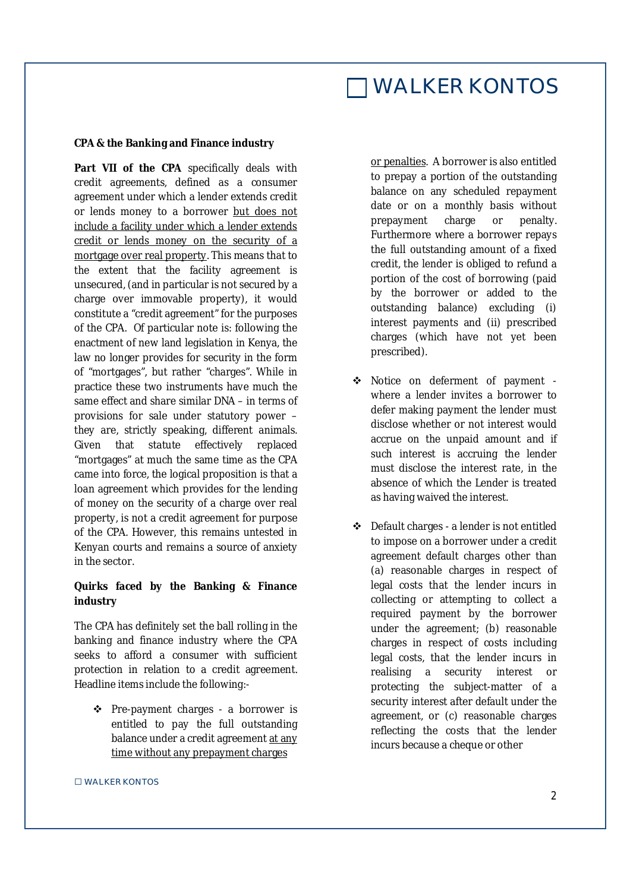**CPA & the Banking and Finance industry**

**Part VII of the CPA** specifically deals with credit agreements, defined as a consumer agreement under which a lender extends credit or lends money to a borrower <u>but does not include a facility under which a lender extends credit or lends money on the security of a mortgage over real property</u>. This means that to the extent that the facility agreement is unsecured, (and in particular is not secured by a charge over immovable property), it would constitute a "credit agreement" for the purposes of the CPA. Of particular note is: following the enactment of new land legislation in Kenya, the law no longer provides for security in the form of "mortgages", but rather "charges". While in practice these two instruments have much the same effect and share similar DNA – in terms of provisions for sale under statutory power – they are, strictly speaking, different animals. Given that statute effectively replaced "mortgages" at much the same time as the CPA came into force, the logical proposition is that a loan agreement which provides for the lending of money on the security of a charge over real property, is not a credit agreement for purpose of the CPA. However, this remains untested in Kenyan courts and remains a source of anxiety in the sector.

**Quirks faced by the Banking & Finance industry**

The CPA has definitely set the ball rolling in the banking and finance industry where the CPA seeks to afford a consumer with sufficient protection in relation to a credit agreement. Headline items include the following:-

- Pre-payment charges - a borrower is entitled to pay the full outstanding balance under a credit agreement <u>at any time without any prepayment charges or penalties</u>. A borrower is also entitled to prepay a portion of the outstanding balance on any scheduled repayment date or on a monthly basis without prepayment charge or penalty. Furthermore where a borrower repays the full outstanding amount of a fixed credit, the lender is obliged to refund a portion of the cost of borrowing (paid by the borrower or added to the outstanding balance) excluding (i) interest payments and (ii) prescribed charges (which have not yet been prescribed).

- Notice on deferment of payment - where a lender invites a borrower to defer making payment the lender must disclose whether or not interest would accrue on the unpaid amount and if such interest is accruing the lender must disclose the interest rate, in the absence of which the Lender is treated as having waived the interest.

- Default charges - a lender is not entitled to impose on a borrower under a credit agreement default charges other than (a) reasonable charges in respect of legal costs that the lender incurs in collecting or attempting to collect a required payment by the borrower under the agreement; (b) reasonable charges in respect of costs including legal costs, that the lender incurs in realising a security interest or protecting the subject-matter of a security interest after default under the agreement, or (c) reasonable charges reflecting the costs that the lender incurs because a cheque or other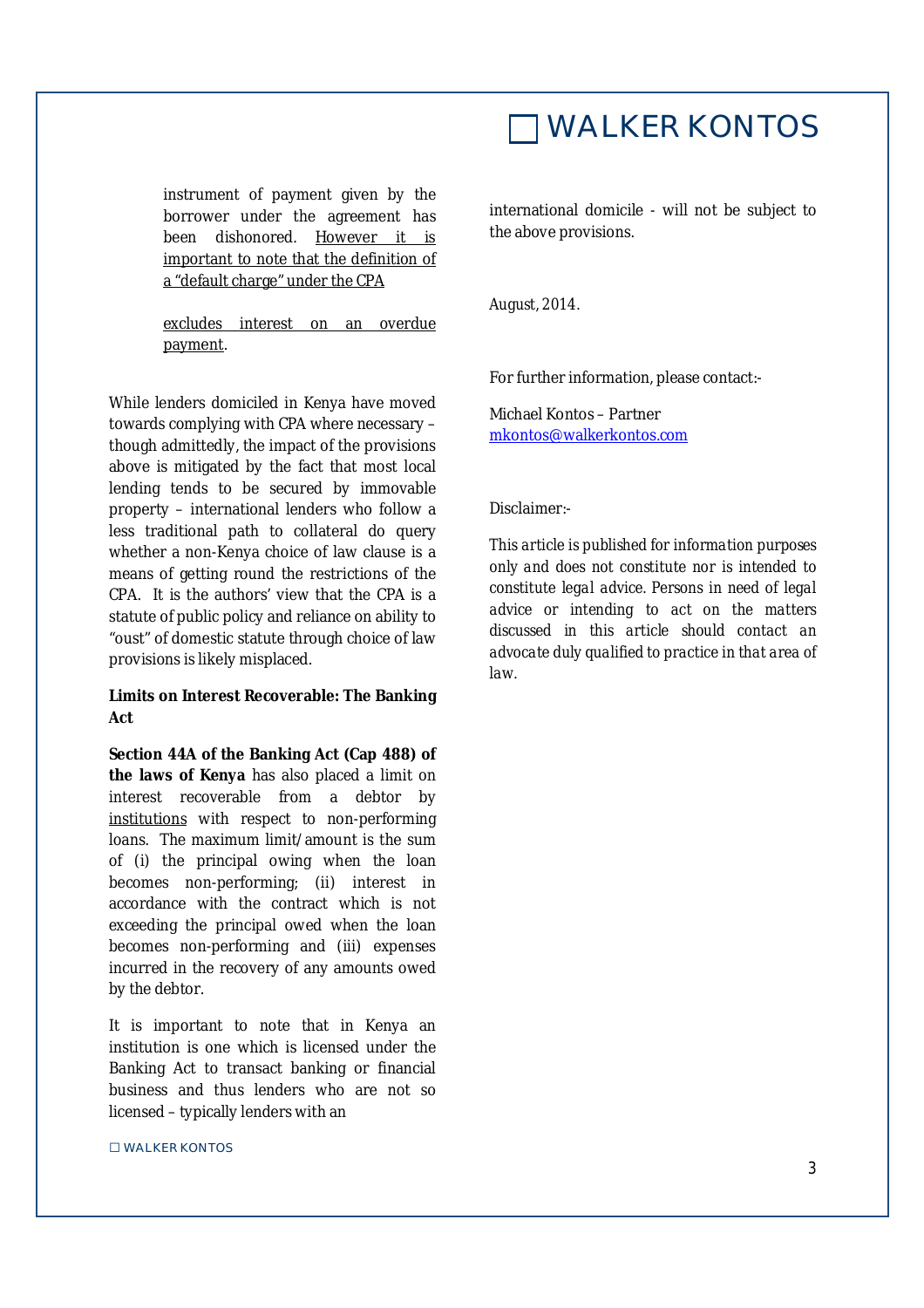instrument of payment given by the borrower under the agreement has been dishonored. <u>However it is important to note that the definition of a "default charge" under the CPA</u>

<u>excludes interest on an overdue payment</u>.

While lenders domiciled in Kenya have moved towards complying with CPA where necessary – though admittedly, the impact of the provisions above is mitigated by the fact that most local lending tends to be secured by immovable property – international lenders who follow a less traditional path to collateral do query whether a non-Kenya choice of law clause is a means of getting round the restrictions of the CPA. It is the authors' view that the CPA is a statute of public policy and reliance on ability to "oust" of domestic statute through choice of law provisions is likely misplaced.

**Limits on Interest Recoverable: The Banking Act**

**Section 44A of the Banking Act (Cap 488) of the laws of Kenya** has also placed a limit on interest recoverable from a debtor by <u>institutions</u> with respect to non-performing loans. The maximum limit/amount is the sum of (i) the principal owing when the loan becomes non-performing; (ii) interest in accordance with the contract which is not exceeding the principal owed when the loan becomes non-performing and (iii) expenses incurred in the recovery of any amounts owed by the debtor.

It is important to note that in Kenya an institution is one which is licensed under the Banking Act to transact banking or financial business and thus lenders who are not so licensed – typically lenders with an international domicile - will not be subject to the above provisions.

*August, 2014.*

For further information, please contact:-

Michael Kontos – Partner
[mkontos@walkerkontos.com](mailto:mkontos@walkerkontos.com)

Disclaimer:-

*This article is published for information purposes only and does not constitute nor is intended to constitute legal advice. Persons in need of legal advice or intending to act on the matters discussed in this article should contact an advocate duly qualified to practice in that area of law.*